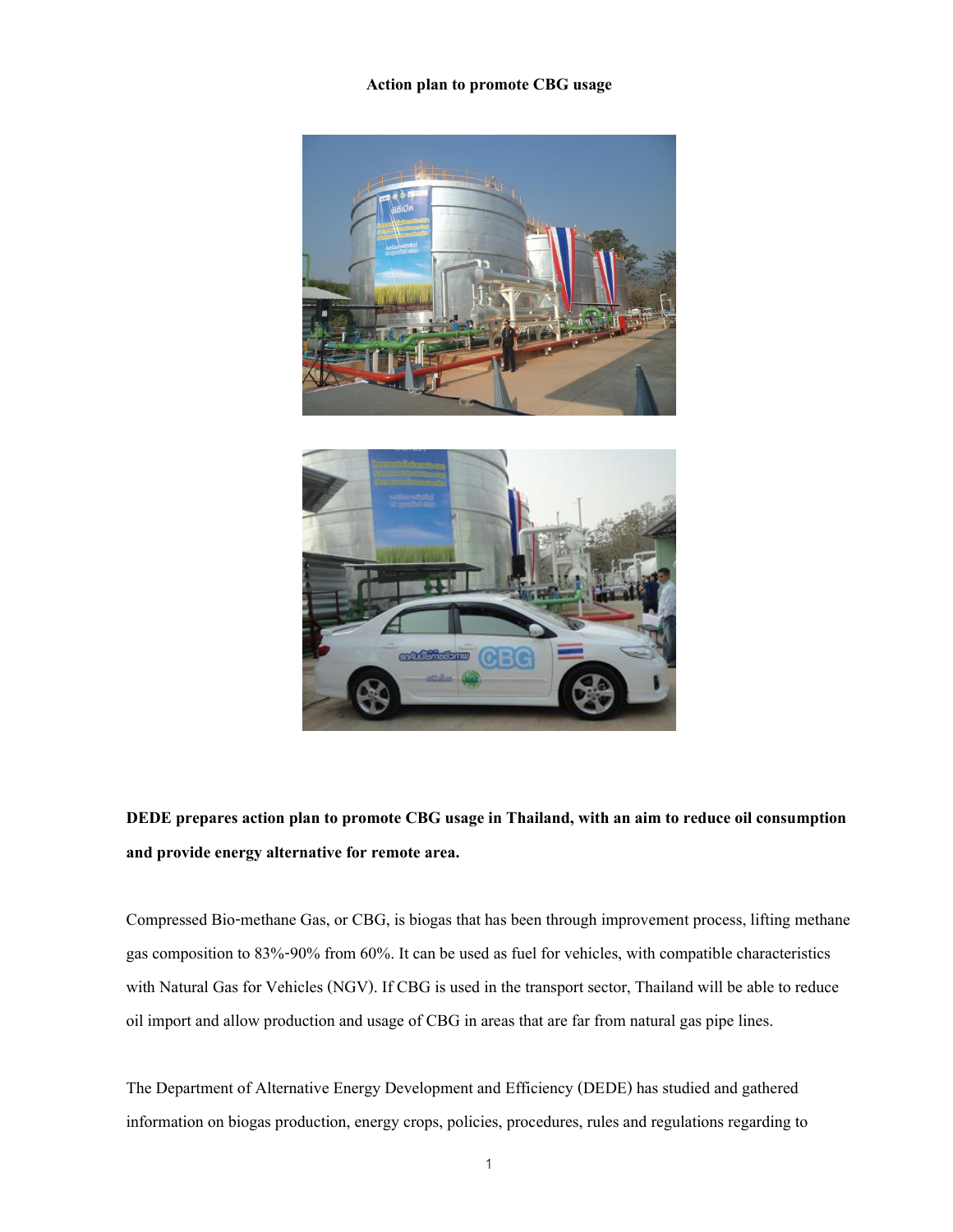**Action plan to promote CBG usage**

**DEDE prepares action plan to promote CBG usage in Thailand, with an aim to reduce oil consumption and provide energy alternative for remote area.**

Compressed Bio-methane Gas, or CBG, is biogas that has been through improvement process, lifting methane gas composition to 83%-90% from 60%. It can be used as fuel for vehicles, with compatible characteristics with Natural Gas for Vehicles (NGV). If CBG is used in the transport sector, Thailand will be able to reduce oil import and allow production and usage of CBG in areas that are far from natural gas pipe lines.

The Department of Alternative Energy Development and Efficiency (DEDE) has studied and gathered information on biogas production, energy crops, policies, procedures, rules and regulations regarding to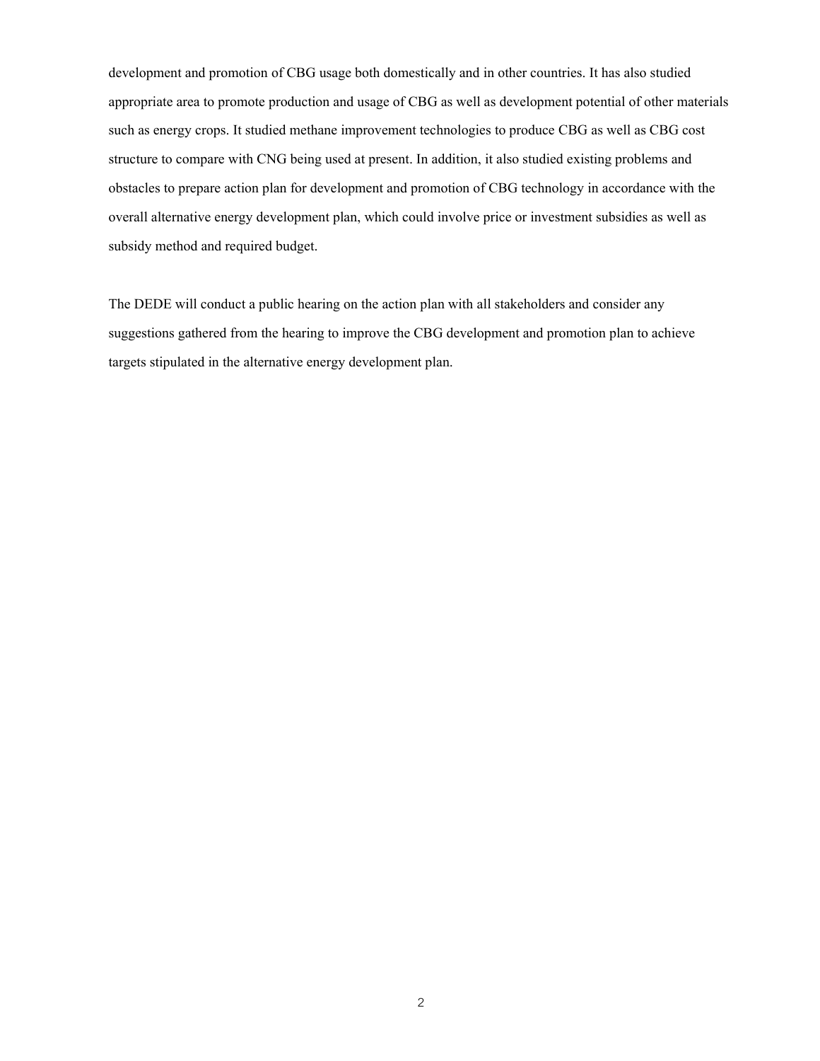development and promotion of CBG usage both domestically and in other countries. It has also studied appropriate area to promote production and usage of CBG as well as development potential of other materials such as energy crops. It studied methane improvement technologies to produce CBG as well as CBG cost structure to compare with CNG being used at present. In addition, it also studied existing problems and obstacles to prepare action plan for development and promotion of CBG technology in accordance with the overall alternative energy development plan, which could involve price or investment subsidies as well as subsidy method and required budget.

The DEDE will conduct a public hearing on the action plan with all stakeholders and consider any suggestions gathered from the hearing to improve the CBG development and promotion plan to achieve targets stipulated in the alternative energy development plan.